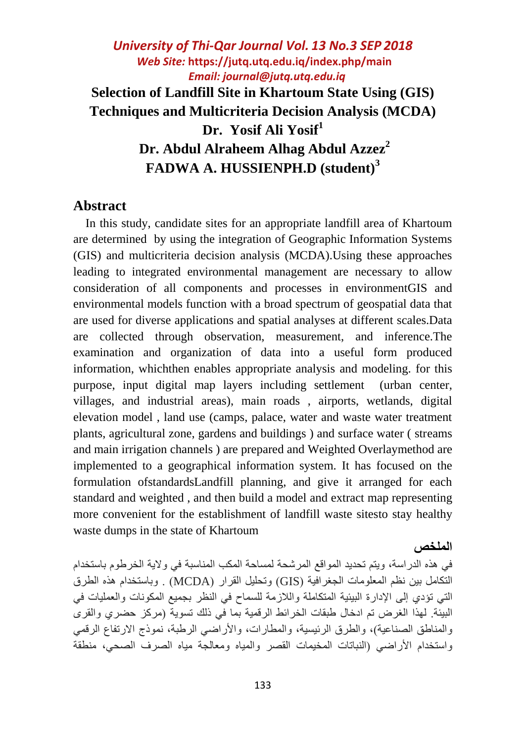# Selection of Landfill Site in Khartoum State Using (GIS) Techniques and Multicriteria Decision Analysis (MCDA)

**Dr. Yosif Ali Yosif[1]**

**Dr. Abdul Alraheem Alhag Abdul Azzez[2]**

**FADWA A. HUSSIENPH.D (student)[3]**

## Abstract

In this study, candidate sites for an appropriate landfill area of Khartoum are determined by using the integration of Geographic Information Systems (GIS) and multicriteria decision analysis (MCDA).Using these approaches leading to integrated environmental management are necessary to allow consideration of all components and processes in environmentGIS and environmental models function with a broad spectrum of geospatial data that are used for diverse applications and spatial analyses at different scales.Data are collected through observation, measurement, and inference.The examination and organization of data into a useful form produced information, whichthen enables appropriate analysis and modeling. for this purpose, input digital map layers including settlement (urban center, villages, and industrial areas), main roads , airports, wetlands, digital elevation model , land use (camps, palace, water and waste water treatment plants, agricultural zone, gardens and buildings ) and surface water ( streams and main irrigation channels ) are prepared and Weighted Overlaymethod are implemented to a geographical information system. It has focused on the formulation ofstandardsLandfill planning, and give it arranged for each standard and weighted , and then build a model and extract map representing more convenient for the establishment of landfill waste sitesto stay healthy waste dumps in the state of Khartoum

## الملخص

في هذه الدراسة، ويتم تحديد المواقع المرشحة لمساحة المكب المناسبة في ولاية الخرطوم باستخدام التكامل بين نظم المعلومات الجغرافية (GIS) وتحليل القرار (MCDA) . وباستخدام هذه الطرق التي تؤدي إلى الإدارة البيئية المتكاملة واللازمة للسماح في النظر بجميع المكونات والعمليات في البيئة. لهذا الغرض تم ادخال طبقات الخرائط الرقمية بما في ذلك تسوية (مركز حضري والقرى والمناطق الصناعية)، والطرق الرئيسية، والمطارات، والأراضي الرطبة، نموذج الارتفاع الرقمي واستخدام الأراضي (النباتات المخيمات القصر والمياه ومعالجة مياه الصرف الصحي، منطقة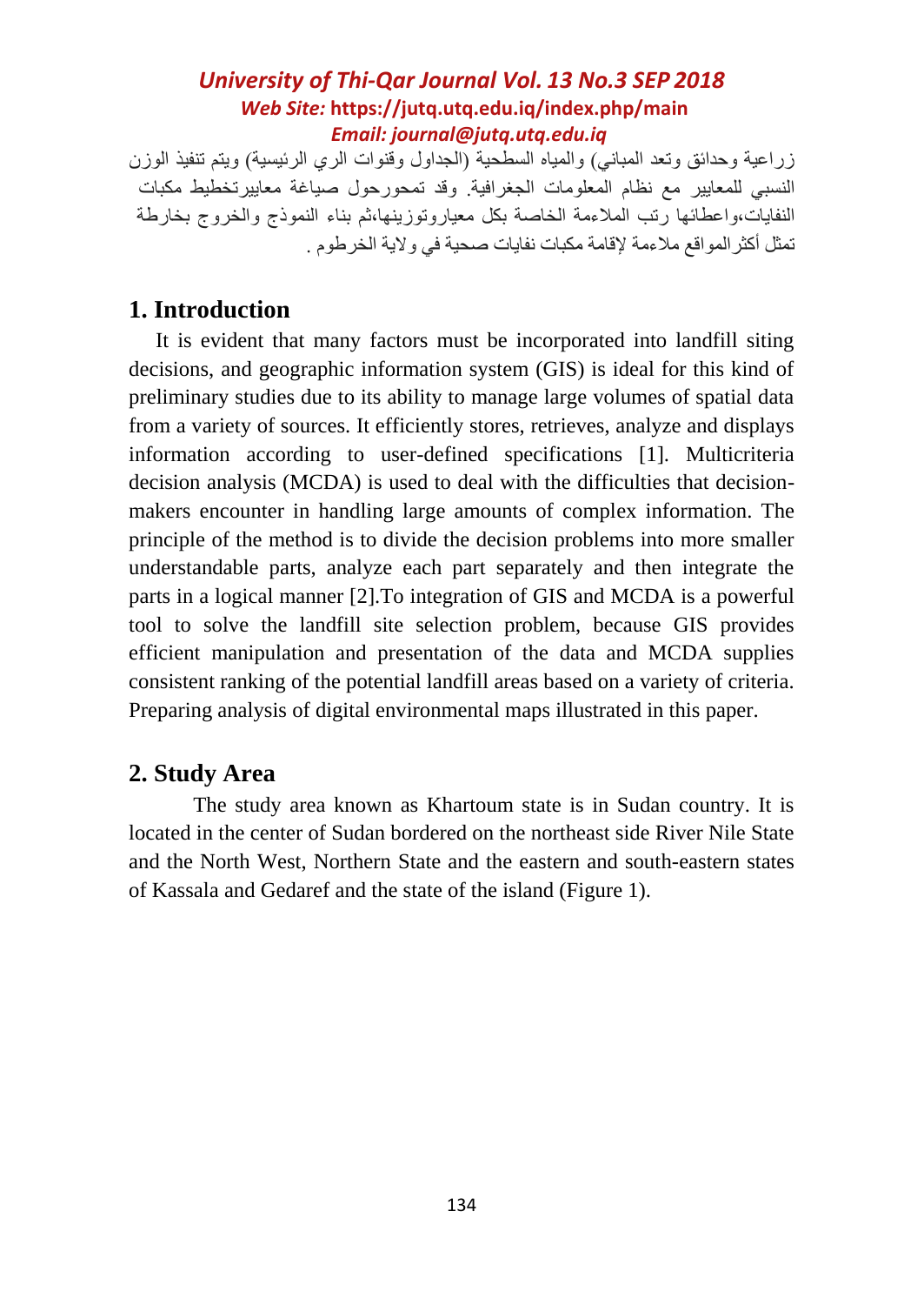زراعية وحدائق وتعد المباني) والمياه السطحية (الجداول وقنوات الري الرئيسية) ويتم تنفيذ الوزن النسبي للمعايير مع نظام المعلومات الجغرافية. وقد تمحورحول صياغة معاييرتخطيط مكبات النفايات،واعطائها رتب الملاءمة الخاصة بكل معياروتوزينها،ثم بناء النموذج والخروج بخارطة تمثل أكثرالمواقع ملاءمة لإقامة مكبات نفايات صحية في ولاية الخرطوم .

## 1. Introduction

It is evident that many factors must be incorporated into landfill siting decisions, and geographic information system (GIS) is ideal for this kind of preliminary studies due to its ability to manage large volumes of spatial data from a variety of sources. It efficiently stores, retrieves, analyze and displays information according to user-defined specifications [1]. Multicriteria decision analysis (MCDA) is used to deal with the difficulties that decision-makers encounter in handling large amounts of complex information. The principle of the method is to divide the decision problems into more smaller understandable parts, analyze each part separately and then integrate the parts in a logical manner [2].To integration of GIS and MCDA is a powerful tool to solve the landfill site selection problem, because GIS provides efficient manipulation and presentation of the data and MCDA supplies consistent ranking of the potential landfill areas based on a variety of criteria. Preparing analysis of digital environmental maps illustrated in this paper.

## 2. Study Area

The study area known as Khartoum state is in Sudan country. It is located in the center of Sudan bordered on the northeast side River Nile State and the North West, Northern State and the eastern and south-eastern states of Kassala and Gedaref and the state of the island (Figure 1).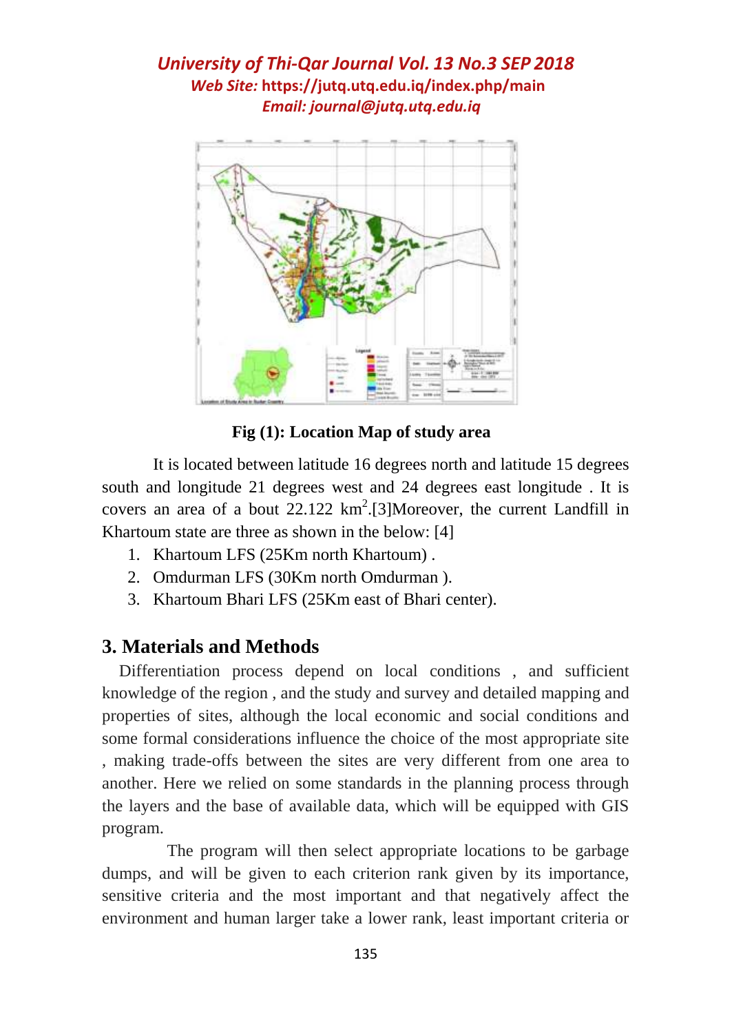Fig (1): Location Map of study area

It is located between latitude 16 degrees north and latitude 15 degrees south and longitude 21 degrees west and 24 degrees east longitude . It is covers an area of a bout 22.122 $km^2$.[3]Moreover, the current Landfill in Khartoum state are three as shown in the below: [4]

1. Khartoum LFS (25Km north Khartoum) .
2. Omdurman LFS (30Km north Omdurman ).
3. Khartoum Bhari LFS (25Km east of Bhari center).

## 3. Materials and Methods

Differentiation process depend on local conditions , and sufficient knowledge of the region , and the study and survey and detailed mapping and properties of sites, although the local economic and social conditions and some formal considerations influence the choice of the most appropriate site , making trade-offs between the sites are very different from one area to another. Here we relied on some standards in the planning process through the layers and the base of available data, which will be equipped with GIS program.

The program will then select appropriate locations to be garbage dumps, and will be given to each criterion rank given by its importance, sensitive criteria and the most important and that negatively affect the environment and human larger take a lower rank, least important criteria or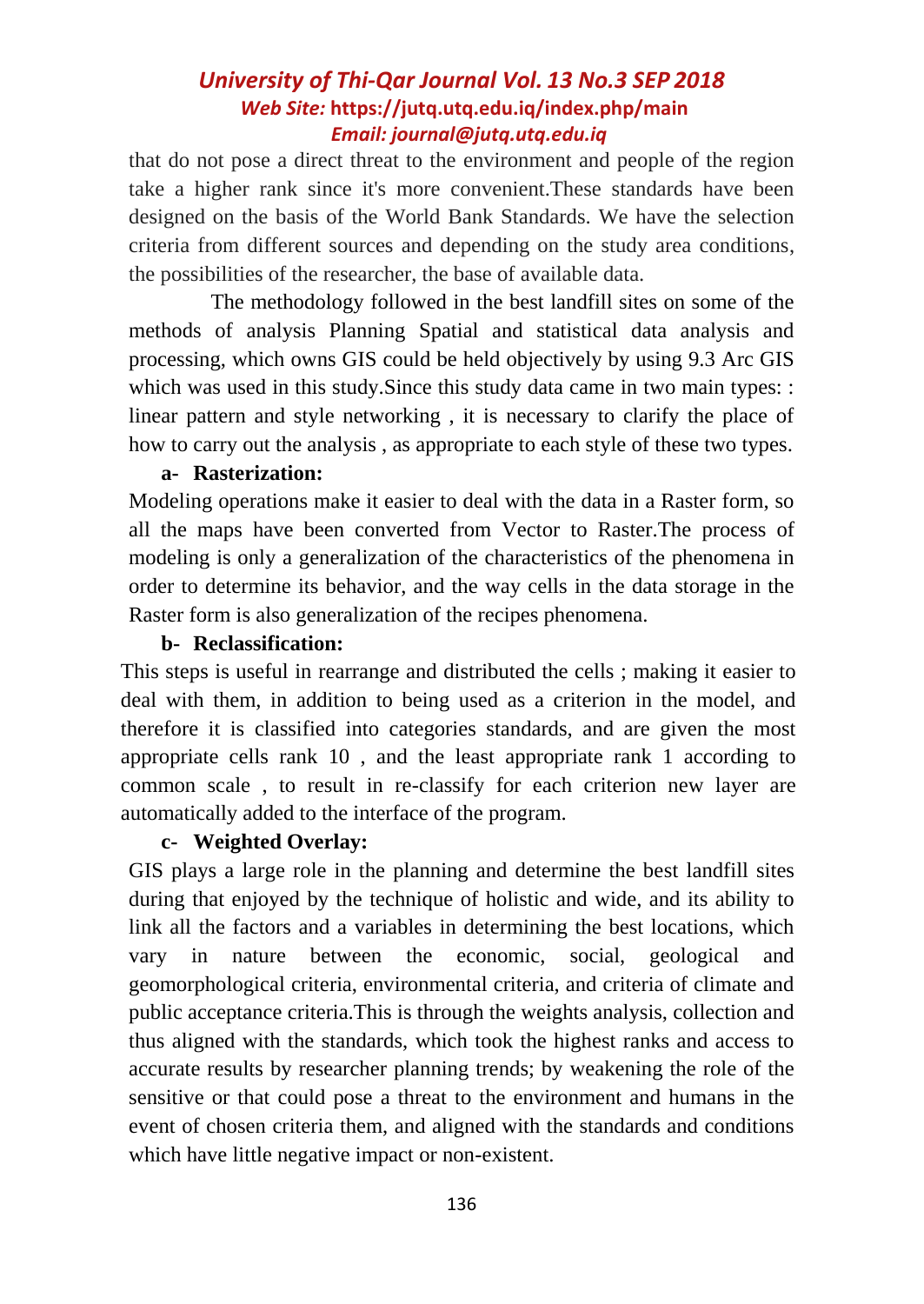that do not pose a direct threat to the environment and people of the region take a higher rank since it's more convenient.These standards have been designed on the basis of the World Bank Standards. We have the selection criteria from different sources and depending on the study area conditions, the possibilities of the researcher, the base of available data.

The methodology followed in the best landfill sites on some of the methods of analysis Planning Spatial and statistical data analysis and processing, which owns GIS could be held objectively by using 9.3 Arc GIS which was used in this study.Since this study data came in two main types: : linear pattern and style networking , it is necessary to clarify the place of how to carry out the analysis , as appropriate to each style of these two types.

**a- Rasterization:**

Modeling operations make it easier to deal with the data in a Raster form, so all the maps have been converted from Vector to Raster.The process of modeling is only a generalization of the characteristics of the phenomena in order to determine its behavior, and the way cells in the data storage in the Raster form is also generalization of the recipes phenomena.

**b- Reclassification:**

This steps is useful in rearrange and distributed the cells ; making it easier to deal with them, in addition to being used as a criterion in the model, and therefore it is classified into categories standards, and are given the most appropriate cells rank 10 , and the least appropriate rank 1 according to common scale , to result in re-classify for each criterion new layer are automatically added to the interface of the program.

**c- Weighted Overlay:**

GIS plays a large role in the planning and determine the best landfill sites during that enjoyed by the technique of holistic and wide, and its ability to link all the factors and a variables in determining the best locations, which vary in nature between the economic, social, geological and geomorphological criteria, environmental criteria, and criteria of climate and public acceptance criteria.This is through the weights analysis, collection and thus aligned with the standards, which took the highest ranks and access to accurate results by researcher planning trends; by weakening the role of the sensitive or that could pose a threat to the environment and humans in the event of chosen criteria them, and aligned with the standards and conditions which have little negative impact or non-existent.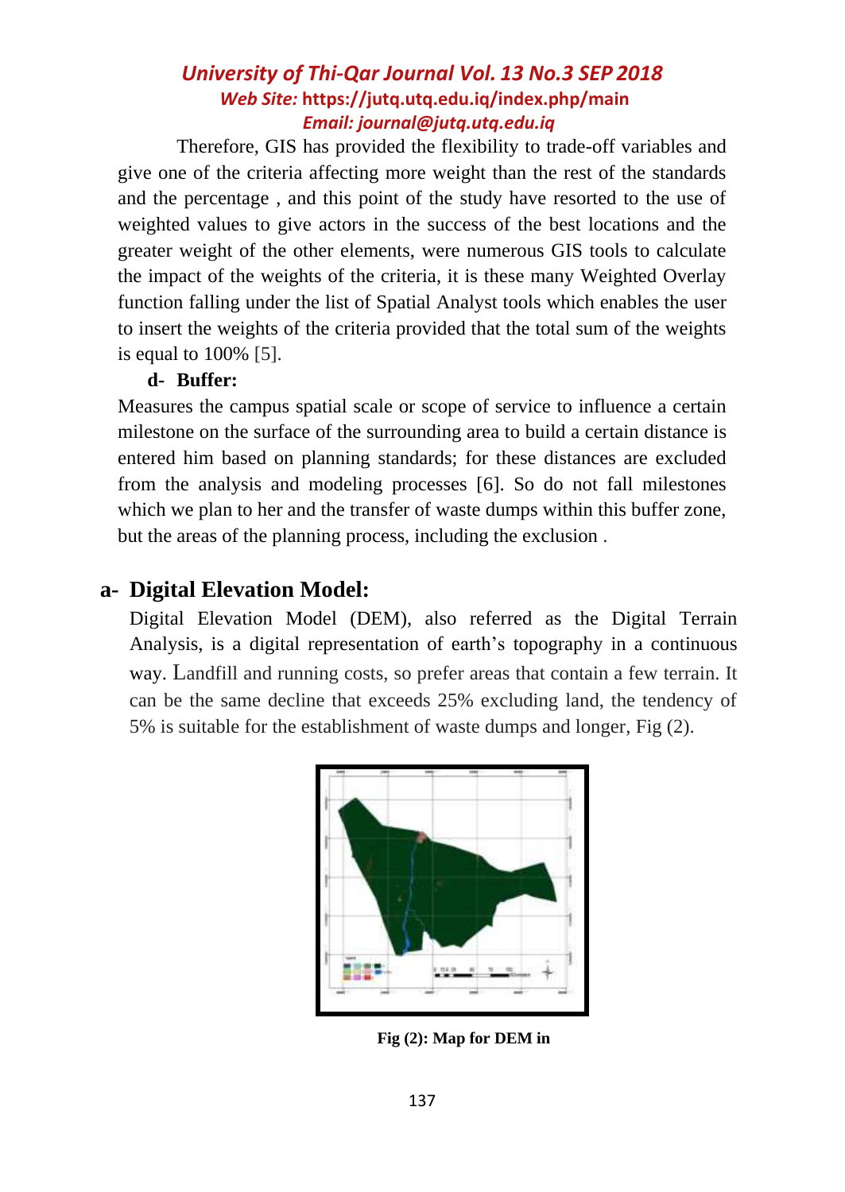Therefore, GIS has provided the flexibility to trade-off variables and give one of the criteria affecting more weight than the rest of the standards and the percentage , and this point of the study have resorted to the use of weighted values to give actors in the success of the best locations and the greater weight of the other elements, were numerous GIS tools to calculate the impact of the weights of the criteria, it is these many Weighted Overlay function falling under the list of Spatial Analyst tools which enables the user to insert the weights of the criteria provided that the total sum of the weights is equal to 100% [5].

**d- Buffer:**

Measures the campus spatial scale or scope of service to influence a certain milestone on the surface of the surrounding area to build a certain distance is entered him based on planning standards; for these distances are excluded from the analysis and modeling processes [6]. So do not fall milestones which we plan to her and the transfer of waste dumps within this buffer zone, but the areas of the planning process, including the exclusion .

## a- Digital Elevation Model:

Digital Elevation Model (DEM), also referred as the Digital Terrain Analysis, is a digital representation of earth's topography in a continuous way. Landfill and running costs, so prefer areas that contain a few terrain. It can be the same decline that exceeds 25% excluding land, the tendency of 5% is suitable for the establishment of waste dumps and longer, Fig (2).

**Fig (2): Map for DEM in**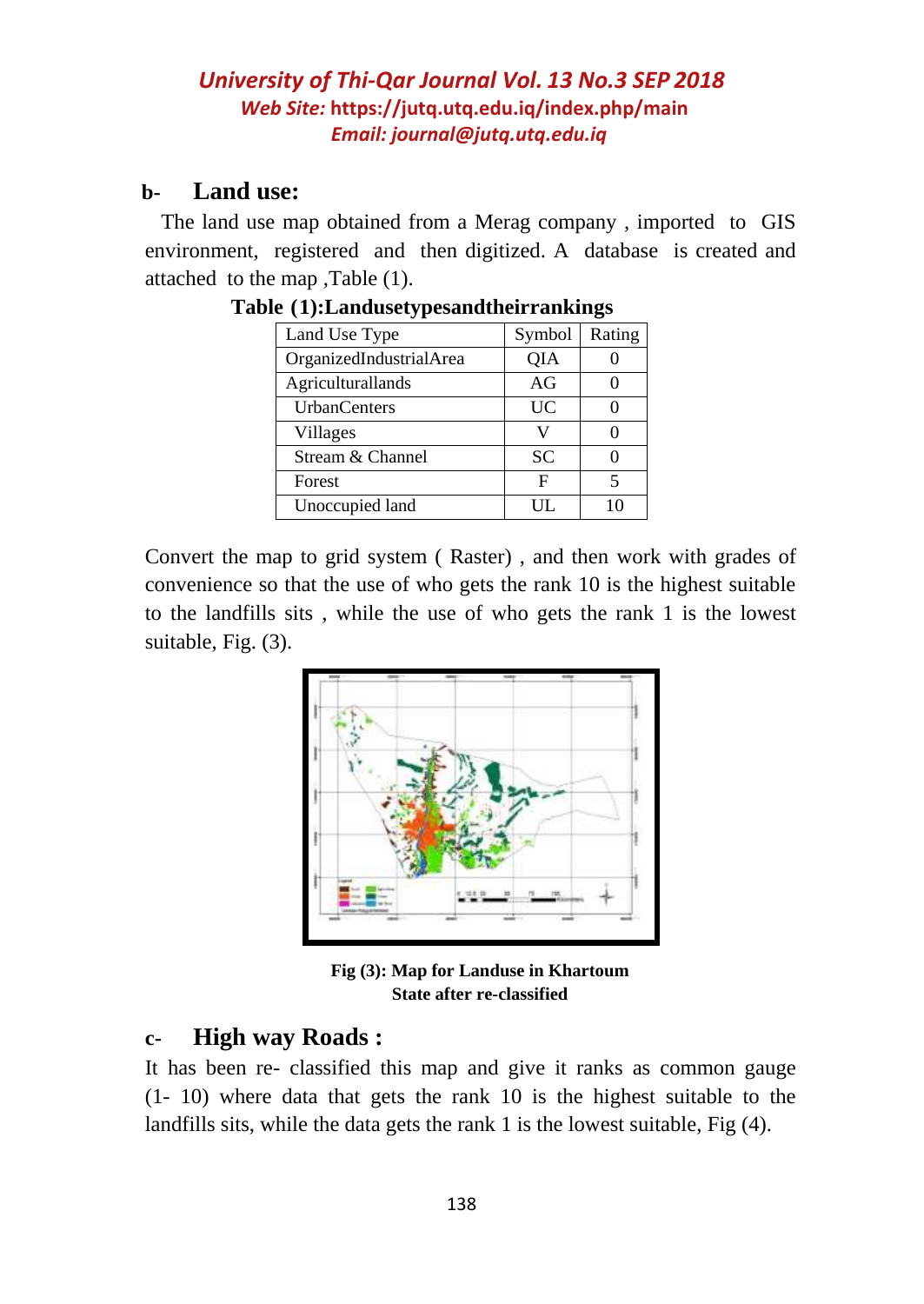## b- Land use:

The land use map obtained from a Merag company , imported to GIS environment, registered and then digitized. A database is created and attached to the map ,Table (1).

**Table (1):Landusetypesandtheirrankings**

| Land Use Type | Symbol | Rating |
|---|---|---|
| OrganizedIndustrialArea | QIA | 0 |
| Agriculturallands | AG | 0 |
| UrbanCenters | UC | 0 |
| Villages | V | 0 |
| Stream & Channel | SC | 0 |
| Forest | F | 5 |
| Unoccupied land | UL | 10 |

Convert the map to grid system ( Raster) , and then work with grades of convenience so that the use of who gets the rank 10 is the highest suitable to the landfills sits , while the use of who gets the rank 1 is the lowest suitable, Fig. (3).

**Fig (3): Map for Landuse in Khartoum State after re-classified**

## c- High way Roads :

It has been re- classified this map and give it ranks as common gauge (1- 10) where data that gets the rank 10 is the highest suitable to the landfills sits, while the data gets the rank 1 is the lowest suitable, Fig (4).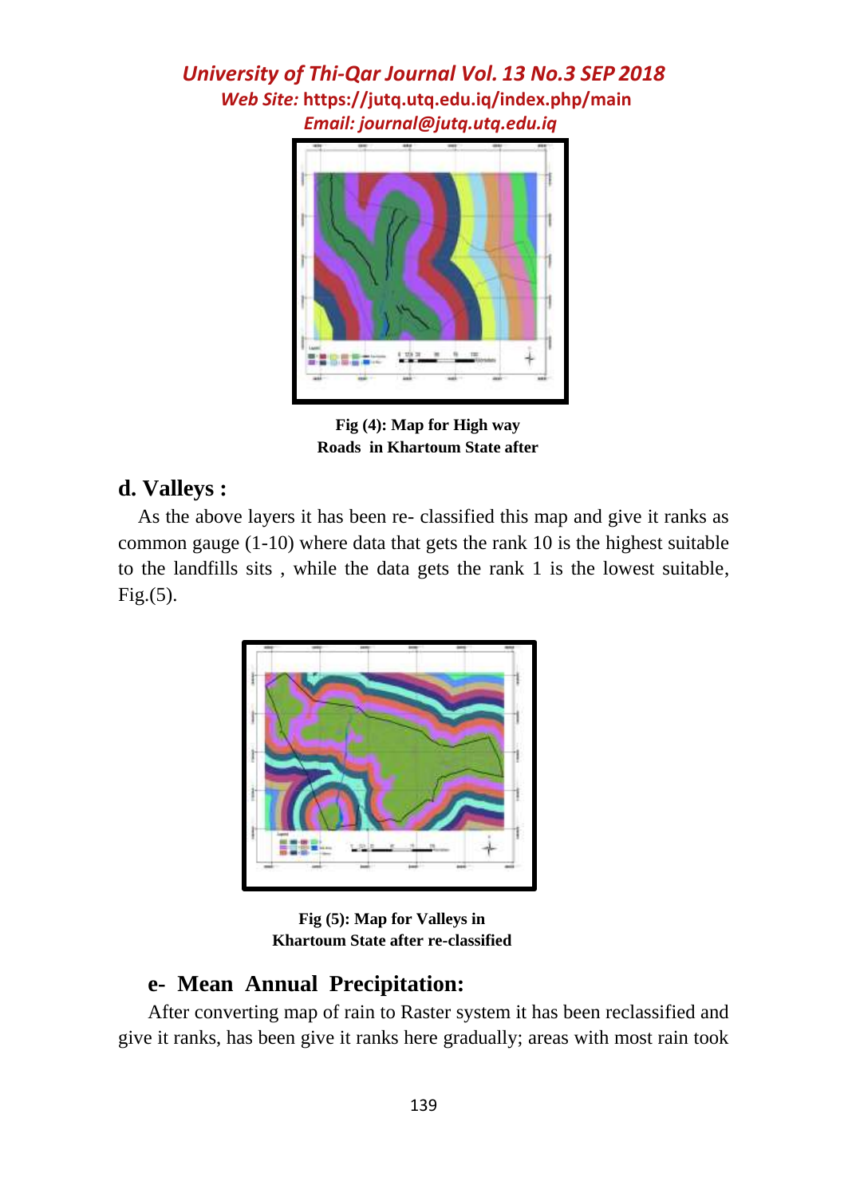Fig (4): Map for High way
Roads in Khartoum State after

## d. Valleys :

As the above layers it has been re- classified this map and give it ranks as common gauge (1-10) where data that gets the rank 10 is the highest suitable to the landfills sits , while the data gets the rank 1 is the lowest suitable, Fig.(5).

Fig (5): Map for Valleys in
Khartoum State after re-classified

## e- Mean Annual Precipitation:

After converting map of rain to Raster system it has been reclassified and give it ranks, has been give it ranks here gradually; areas with most rain took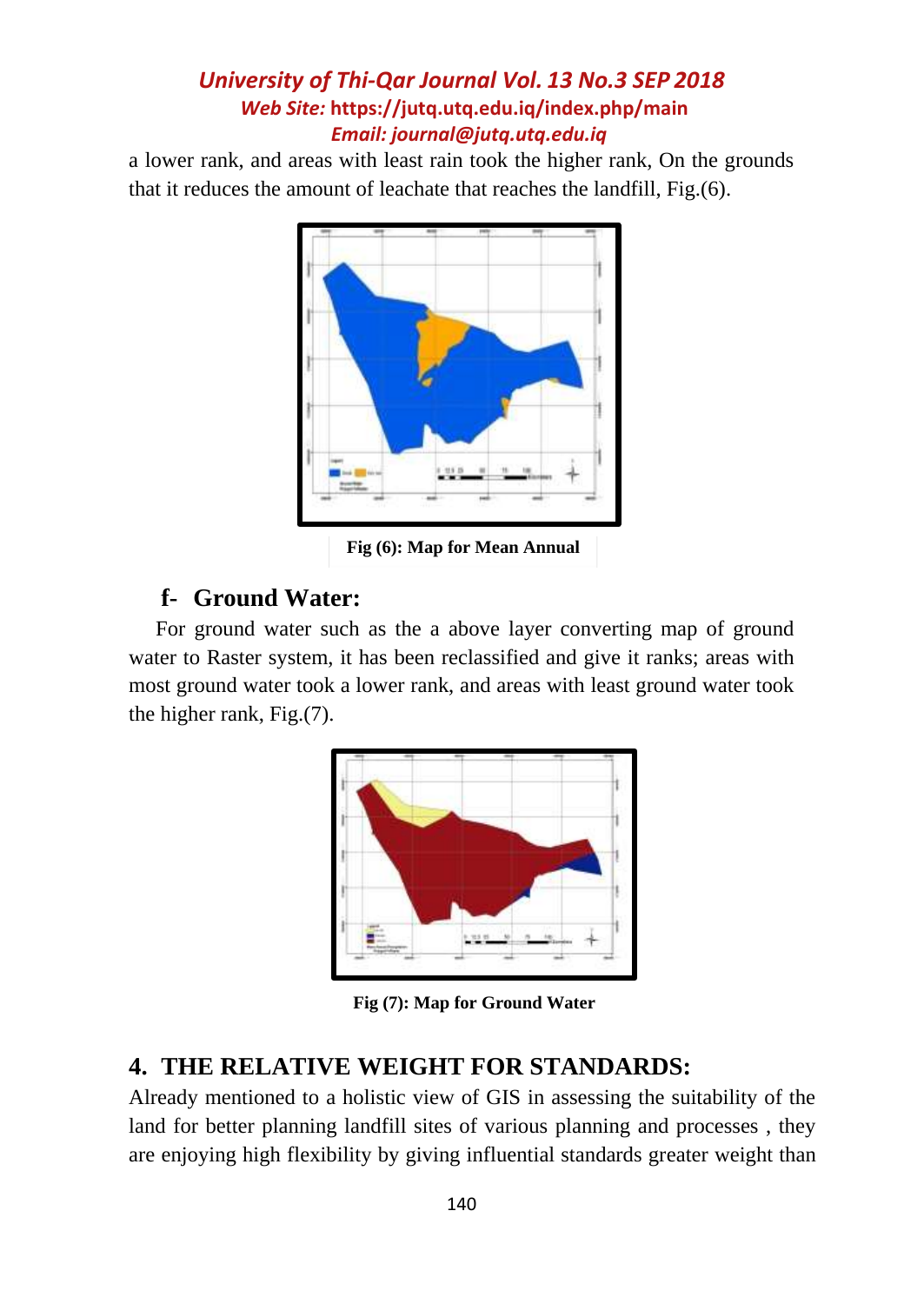a lower rank, and areas with least rain took the higher rank, On the grounds that it reduces the amount of leachate that reaches the landfill, Fig.(6).

**Fig (6): Map for Mean Annual**

## f- Ground Water:

For ground water such as the a above layer converting map of ground water to Raster system, it has been reclassified and give it ranks; areas with most ground water took a lower rank, and areas with least ground water took the higher rank, Fig.(7).

**Fig (7): Map for Ground Water**

# 4. THE RELATIVE WEIGHT FOR STANDARDS:

Already mentioned to a holistic view of GIS in assessing the suitability of the land for better planning landfill sites of various planning and processes , they are enjoying high flexibility by giving influential standards greater weight than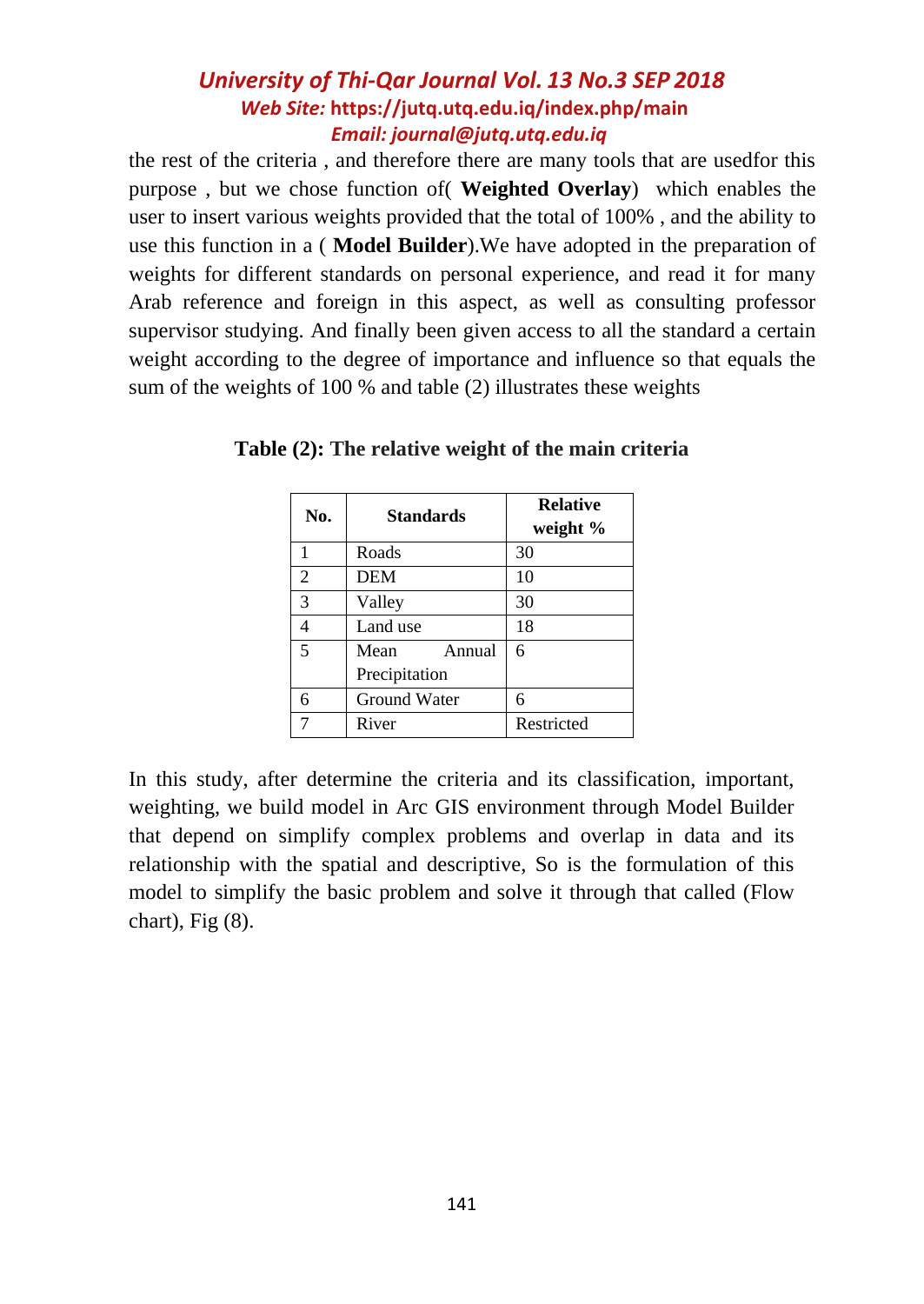the rest of the criteria , and therefore there are many tools that are usedfor this purpose , but we chose function of( **Weighted Overlay**) which enables the user to insert various weights provided that the total of 100% , and the ability to use this function in a ( **Model Builder**).We have adopted in the preparation of weights for different standards on personal experience, and read it for many Arab reference and foreign in this aspect, as well as consulting professor supervisor studying. And finally been given access to all the standard a certain weight according to the degree of importance and influence so that equals the sum of the weights of 100 % and table (2) illustrates these weights

**Table (2): The relative weight of the main criteria**

| No. | Standards | Relative weight % |
|---|---|---|
| 1 | Roads | 30 |
| 2 | DEM | 10 |
| 3 | Valley | 30 |
| 4 | Land use | 18 |
| 5 | Mean Annual Precipitation | 6 |
| 6 | Ground Water | 6 |
| 7 | River | Restricted |

In this study, after determine the criteria and its classification, important, weighting, we build model in Arc GIS environment through Model Builder that depend on simplify complex problems and overlap in data and its relationship with the spatial and descriptive, So is the formulation of this model to simplify the basic problem and solve it through that called (Flow chart), Fig (8).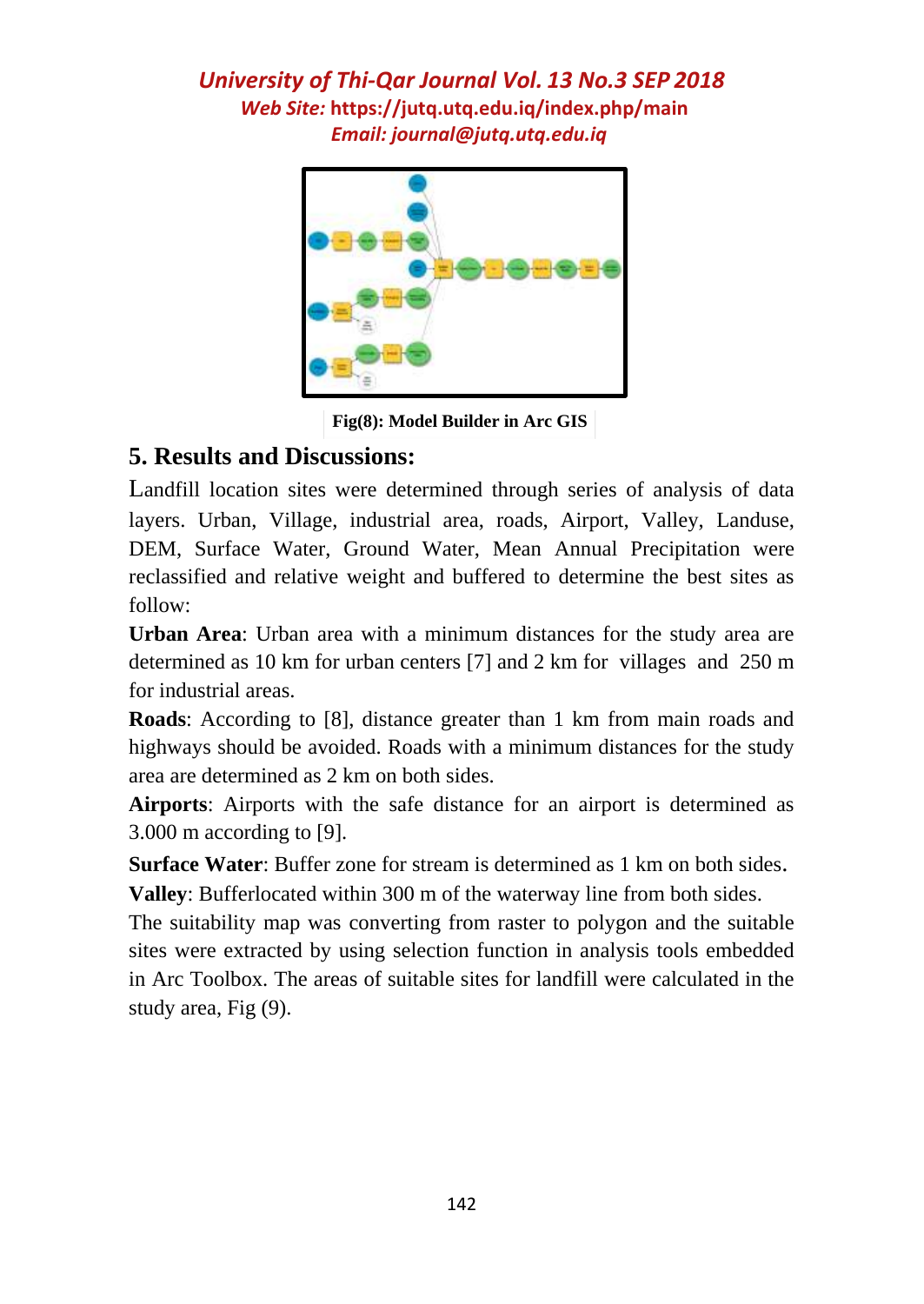Fig(8): Model Builder in Arc GIS

## 5. Results and Discussions:

Landfill location sites were determined through series of analysis of data layers. Urban, Village, industrial area, roads, Airport, Valley, Landuse, DEM, Surface Water, Ground Water, Mean Annual Precipitation were reclassified and relative weight and buffered to determine the best sites as follow:

**Urban Area**: Urban area with a minimum distances for the study area are determined as 10 km for urban centers [7] and 2 km for villages and 250 m for industrial areas.

**Roads**: According to [8], distance greater than 1 km from main roads and highways should be avoided. Roads with a minimum distances for the study area are determined as 2 km on both sides.

**Airports**: Airports with the safe distance for an airport is determined as 3.000 m according to [9].

**Surface Water**: Buffer zone for stream is determined as 1 km on both sides.

**Valley**: Bufferlocated within 300 m of the waterway line from both sides.

The suitability map was converting from raster to polygon and the suitable sites were extracted by using selection function in analysis tools embedded in Arc Toolbox. The areas of suitable sites for landfill were calculated in the study area, Fig (9).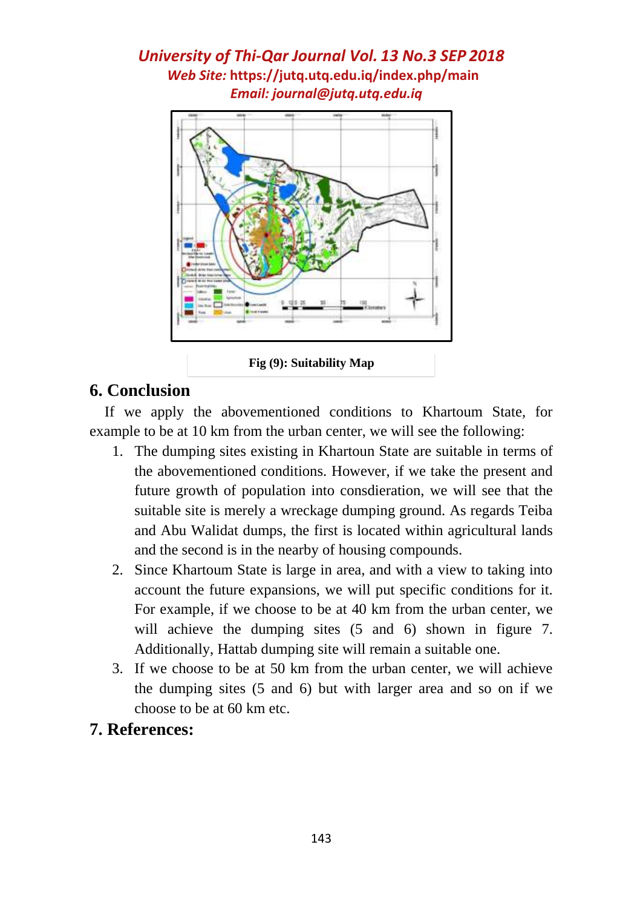Fig (9): Suitability Map

## 6. Conclusion

If we apply the abovementioned conditions to Khartoum State, for example to be at 10 km from the urban center, we will see the following:

1. The dumping sites existing in Khartoun State are suitable in terms of the abovementioned conditions. However, if we take the present and future growth of population into consdieration, we will see that the suitable site is merely a wreckage dumping ground. As regards Teiba and Abu Walidat dumps, the first is located within agricultural lands and the second is in the nearby of housing compounds.
2. Since Khartoum State is large in area, and with a view to taking into account the future expansions, we will put specific conditions for it. For example, if we choose to be at 40 km from the urban center, we will achieve the dumping sites (5 and 6) shown in figure 7. Additionally, Hattab dumping site will remain a suitable one.
3. If we choose to be at 50 km from the urban center, we will achieve the dumping sites (5 and 6) but with larger area and so on if we choose to be at 60 km etc.

## 7. References: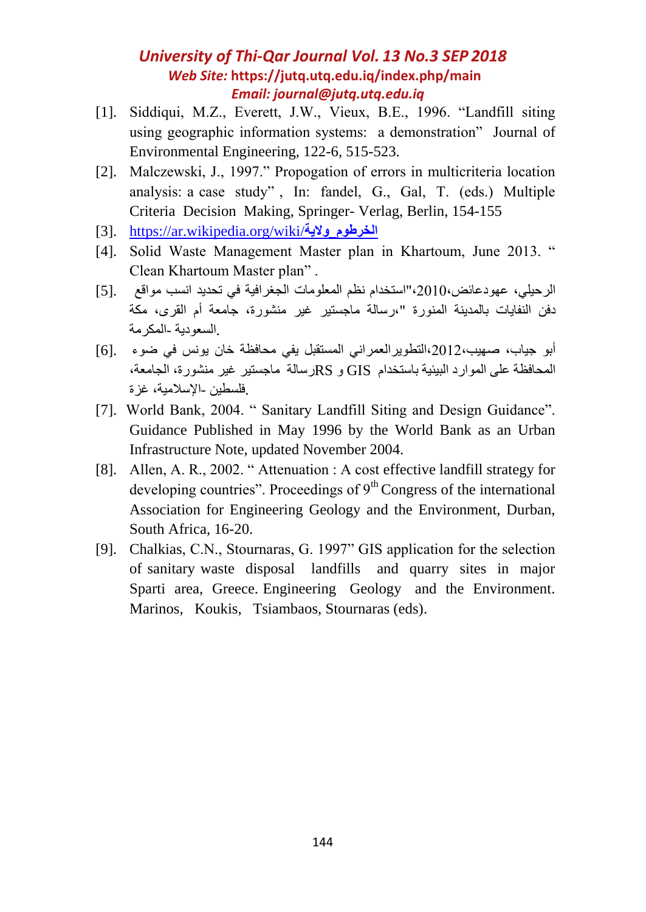[1]. Siddiqui, M.Z., Everett, J.W., Vieux, B.E., 1996. "Landfill siting using geographic information systems: a demonstration" Journal of Environmental Engineering, 122-6, 515-523.

[2]. Malczewski, J., 1997." Propogation of errors in multicriteria location analysis: a case study" , In: fandel, G., Gal, T. (eds.) Multiple Criteria Decision Making, Springer- Verlag, Berlin, 154-155

[3]. https://ar.wikipedia.org/wiki/الخرطوم_ولاية

[4]. Solid Waste Management Master plan in Khartoum, June 2013. " Clean Khartoum Master plan" .

[5]. الرحيلي، عهودعائض،2010،"استخدام نظم المعلومات الجغرافية في تحديد انسب مواقع دفن النفايات بالمدينة المنورة "،رسالة ماجستير غير منشورة، جامعة أم القرى، مكة المكرمة- السعودية.

[6]. أبو جياب، صهيب،2012،التطويرالعمراني المستقبل يفي محافظة خان يونس في ضوء المحافظة على الموارد البيئية باستخدام GIS و RSرسالة ماجستير غير منشورة، الجامعة، الإسلامية- غزة، فلسطين.

[7]. World Bank, 2004. " Sanitary Landfill Siting and Design Guidance". Guidance Published in May 1996 by the World Bank as an Urban Infrastructure Note, updated November 2004.

[8]. Allen, A. R., 2002. " Attenuation : A cost effective landfill strategy for developing countries". Proceedings of 9th Congress of the international Association for Engineering Geology and the Environment, Durban, South Africa, 16-20.

[9]. Chalkias, C.N., Stournaras, G. 1997" GIS application for the selection of sanitary waste disposal landfills and quarry sites in major Sparti area, Greece. Engineering Geology and the Environment. Marinos, Koukis, Tsiambaos, Stournaras (eds).